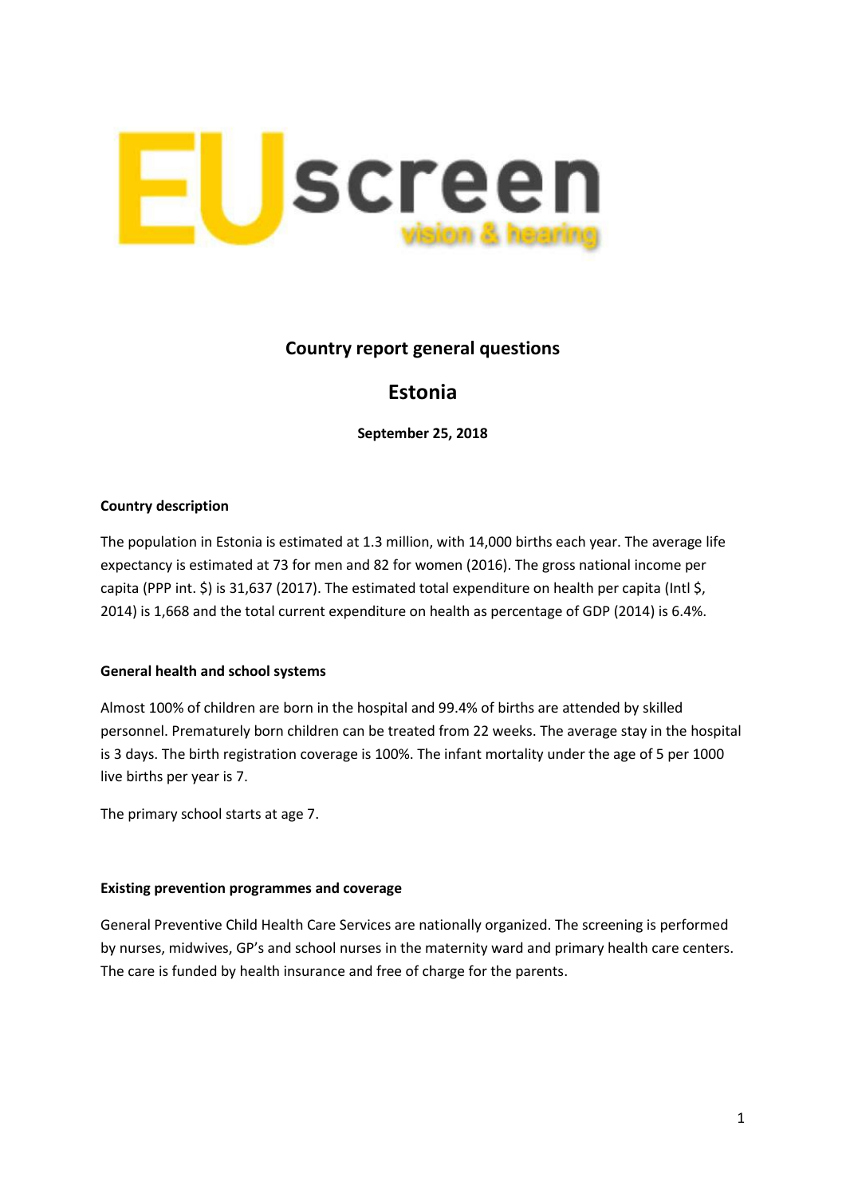EUscreen vision & hearing

## Country report general questions

# Estonia

**September 25, 2018**

### Country description

The population in Estonia is estimated at 1.3 million, with 14,000 births each year. The average life expectancy is estimated at 73 for men and 82 for women (2016). The gross national income per capita (PPP int. $) is 31,637 (2017). The estimated total expenditure on health per capita (Intl $, 2014) is 1,668 and the total current expenditure on health as percentage of GDP (2014) is 6.4%.

### General health and school systems

Almost 100% of children are born in the hospital and 99.4% of births are attended by skilled personnel. Prematurely born children can be treated from 22 weeks. The average stay in the hospital is 3 days. The birth registration coverage is 100%. The infant mortality under the age of 5 per 1000 live births per year is 7.

The primary school starts at age 7.

### Existing prevention programmes and coverage

General Preventive Child Health Care Services are nationally organized. The screening is performed by nurses, midwives, GP's and school nurses in the maternity ward and primary health care centers. The care is funded by health insurance and free of charge for the parents.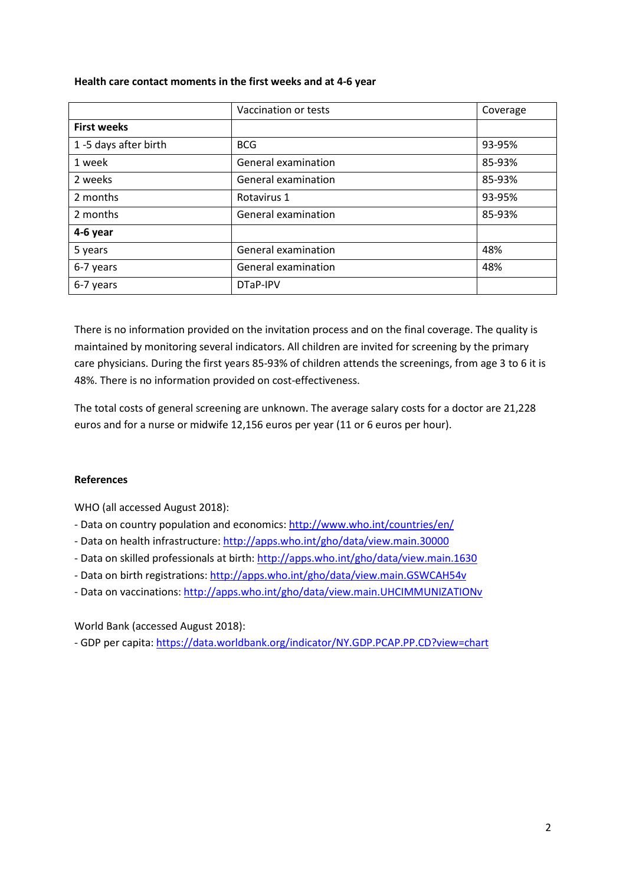**Health care contact moments in the first weeks and at 4-6 year**

| | Vaccination or tests | Coverage |
|---|---|---|
| **First weeks** | | |
| 1 -5 days after birth | BCG | 93-95% |
| 1 week | General examination | 85-93% |
| 2 weeks | General examination | 85-93% |
| 2 months | Rotavirus 1 | 93-95% |
| 2 months | General examination | 85-93% |
| **4-6 year** | | |
| 5 years | General examination | 48% |
| 6-7 years | General examination | 48% |
| 6-7 years | DTaP-IPV | |

There is no information provided on the invitation process and on the final coverage. The quality is maintained by monitoring several indicators. All children are invited for screening by the primary care physicians. During the first years 85-93% of children attends the screenings, from age 3 to 6 it is 48%. There is no information provided on cost-effectiveness.

The total costs of general screening are unknown. The average salary costs for a doctor are 21,228 euros and for a nurse or midwife 12,156 euros per year (11 or 6 euros per hour).

**References**

WHO (all accessed August 2018):
- Data on country population and economics: http://www.who.int/countries/en/
- Data on health infrastructure: http://apps.who.int/gho/data/view.main.30000
- Data on skilled professionals at birth: http://apps.who.int/gho/data/view.main.1630
- Data on birth registrations: http://apps.who.int/gho/data/view.main.GSWCAH54v
- Data on vaccinations: http://apps.who.int/gho/data/view.main.UHCIMMUNIZATIONv

World Bank (accessed August 2018):
- GDP per capita: https://data.worldbank.org/indicator/NY.GDP.PCAP.PP.CD?view=chart